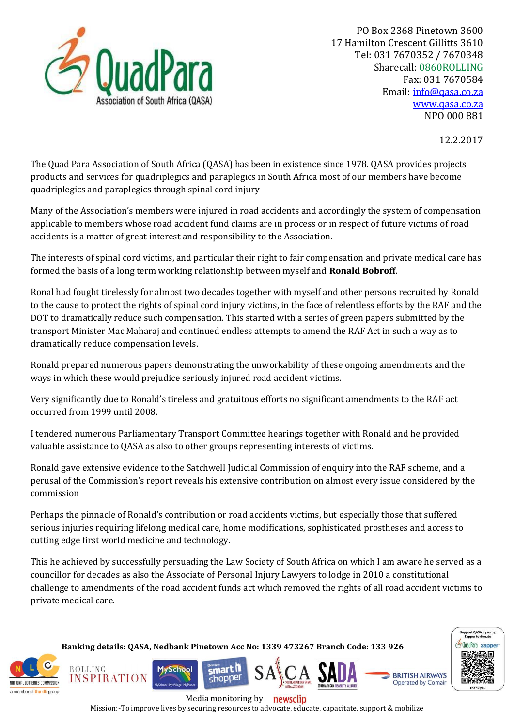QuadPara Association of South Africa (QASA)

PO Box 2368 Pinetown 3600
17 Hamilton Crescent Gillitts 3610
Tel: 031 7670352 / 7670348
Sharecall: 0860ROLLING
Fax: 031 7670584
Email: info@qasa.co.za
www.qasa.co.za
NPO 000 881

12.2.2017

The Quad Para Association of South Africa (QASA) has been in existence since 1978. QASA provides projects products and services for quadriplegics and paraplegics in South Africa most of our members have become quadriplegics and paraplegics through spinal cord injury

Many of the Association's members were injured in road accidents and accordingly the system of compensation applicable to members whose road accident fund claims are in process or in respect of future victims of road accidents is a matter of great interest and responsibility to the Association.

The interests of spinal cord victims, and particular their right to fair compensation and private medical care has formed the basis of a long term working relationship between myself and **Ronald Bobroff**.

Ronal had fought tirelessly for almost two decades together with myself and other persons recruited by Ronald to the cause to protect the rights of spinal cord injury victims, in the face of relentless efforts by the RAF and the DOT to dramatically reduce such compensation. This started with a series of green papers submitted by the transport Minister Mac Maharaj and continued endless attempts to amend the RAF Act in such a way as to dramatically reduce compensation levels.

Ronald prepared numerous papers demonstrating the unworkability of these ongoing amendments and the ways in which these would prejudice seriously injured road accident victims.

Very significantly due to Ronald's tireless and gratuitous efforts no significant amendments to the RAF act occurred from 1999 until 2008.

I tendered numerous Parliamentary Transport Committee hearings together with Ronald and he provided valuable assistance to QASA as also to other groups representing interests of victims.

Ronald gave extensive evidence to the Satchwell Judicial Commission of enquiry into the RAF scheme, and a perusal of the Commission's report reveals his extensive contribution on almost every issue considered by the commission

Perhaps the pinnacle of Ronald's contribution or road accidents victims, but especially those that suffered serious injuries requiring lifelong medical care, home modifications, sophisticated prostheses and access to cutting edge first world medicine and technology.

This he achieved by successfully persuading the Law Society of South Africa on which I am aware he served as a councillor for decades as also the Associate of Personal Injury Lawyers to lodge in 2010 a constitutional challenge to amendments of the road accident funds act which removed the rights of all road accident victims to private medical care.

**Banking details: QASA, Nedbank Pinetown Acc No: 1339 473267 Branch Code: 133 926**

Media monitoring by newsclip

Mission:-To improve lives by securing resources to advocate, educate, capacitate, support & mobilize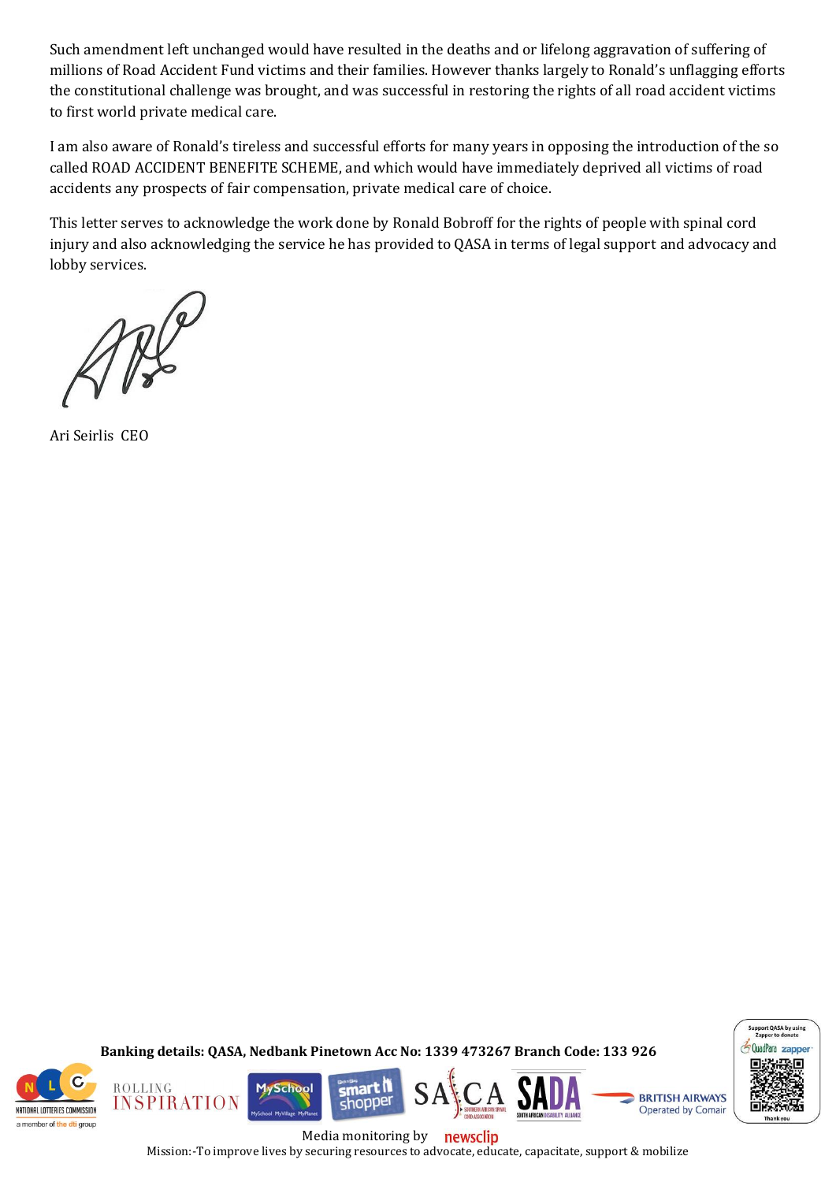Such amendment left unchanged would have resulted in the deaths and or lifelong aggravation of suffering of millions of Road Accident Fund victims and their families. However thanks largely to Ronald's unflagging efforts the constitutional challenge was brought, and was successful in restoring the rights of all road accident victims to first world private medical care.

I am also aware of Ronald's tireless and successful efforts for many years in opposing the introduction of the so called ROAD ACCIDENT BENEFITE SCHEME, and which would have immediately deprived all victims of road accidents any prospects of fair compensation, private medical care of choice.

This letter serves to acknowledge the work done by Ronald Bobroff for the rights of people with spinal cord injury and also acknowledging the service he has provided to QASA in terms of legal support and advocacy and lobby services.

Ari Seirlis CEO

**Banking details: QASA, Nedbank Pinetown Acc No: 1339 473267 Branch Code: 133 926**

Media monitoring by newsclip

Mission:-To improve lives by securing resources to advocate, educate, capacitate, support & mobilize